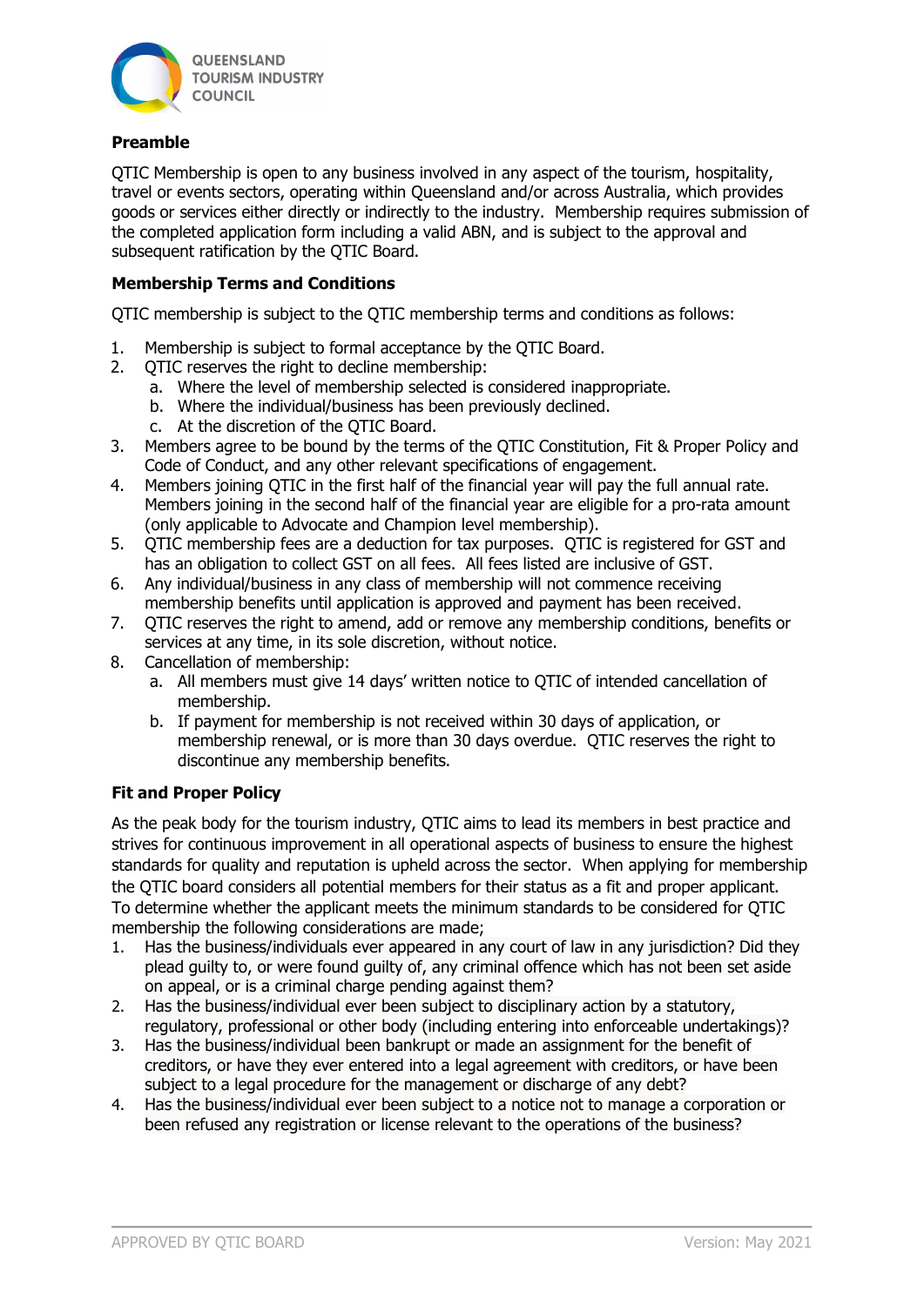QUEENSLAND TOURISM INDUSTRY COUNCIL

## Preamble

QTIC Membership is open to any business involved in any aspect of the tourism, hospitality, travel or events sectors, operating within Queensland and/or across Australia, which provides goods or services either directly or indirectly to the industry. Membership requires submission of the completed application form including a valid ABN, and is subject to the approval and subsequent ratification by the QTIC Board.

## Membership Terms and Conditions

QTIC membership is subject to the QTIC membership terms and conditions as follows:

1. Membership is subject to formal acceptance by the QTIC Board.
2. QTIC reserves the right to decline membership:
   a. Where the level of membership selected is considered inappropriate.
   b. Where the individual/business has been previously declined.
   c. At the discretion of the QTIC Board.
3. Members agree to be bound by the terms of the QTIC Constitution, Fit & Proper Policy and Code of Conduct, and any other relevant specifications of engagement.
4. Members joining QTIC in the first half of the financial year will pay the full annual rate. Members joining in the second half of the financial year are eligible for a pro-rata amount (only applicable to Advocate and Champion level membership).
5. QTIC membership fees are a deduction for tax purposes. QTIC is registered for GST and has an obligation to collect GST on all fees. All fees listed are inclusive of GST.
6. Any individual/business in any class of membership will not commence receiving membership benefits until application is approved and payment has been received.
7. QTIC reserves the right to amend, add or remove any membership conditions, benefits or services at any time, in its sole discretion, without notice.
8. Cancellation of membership:
   a. All members must give 14 days' written notice to QTIC of intended cancellation of membership.
   b. If payment for membership is not received within 30 days of application, or membership renewal, or is more than 30 days overdue. QTIC reserves the right to discontinue any membership benefits.

## Fit and Proper Policy

As the peak body for the tourism industry, QTIC aims to lead its members in best practice and strives for continuous improvement in all operational aspects of business to ensure the highest standards for quality and reputation is upheld across the sector. When applying for membership the QTIC board considers all potential members for their status as a fit and proper applicant. To determine whether the applicant meets the minimum standards to be considered for QTIC membership the following considerations are made;

1. Has the business/individuals ever appeared in any court of law in any jurisdiction? Did they plead guilty to, or were found guilty of, any criminal offence which has not been set aside on appeal, or is a criminal charge pending against them?
2. Has the business/individual ever been subject to disciplinary action by a statutory, regulatory, professional or other body (including entering into enforceable undertakings)?
3. Has the business/individual been bankrupt or made an assignment for the benefit of creditors, or have they ever entered into a legal agreement with creditors, or have been subject to a legal procedure for the management or discharge of any debt?
4. Has the business/individual ever been subject to a notice not to manage a corporation or been refused any registration or license relevant to the operations of the business?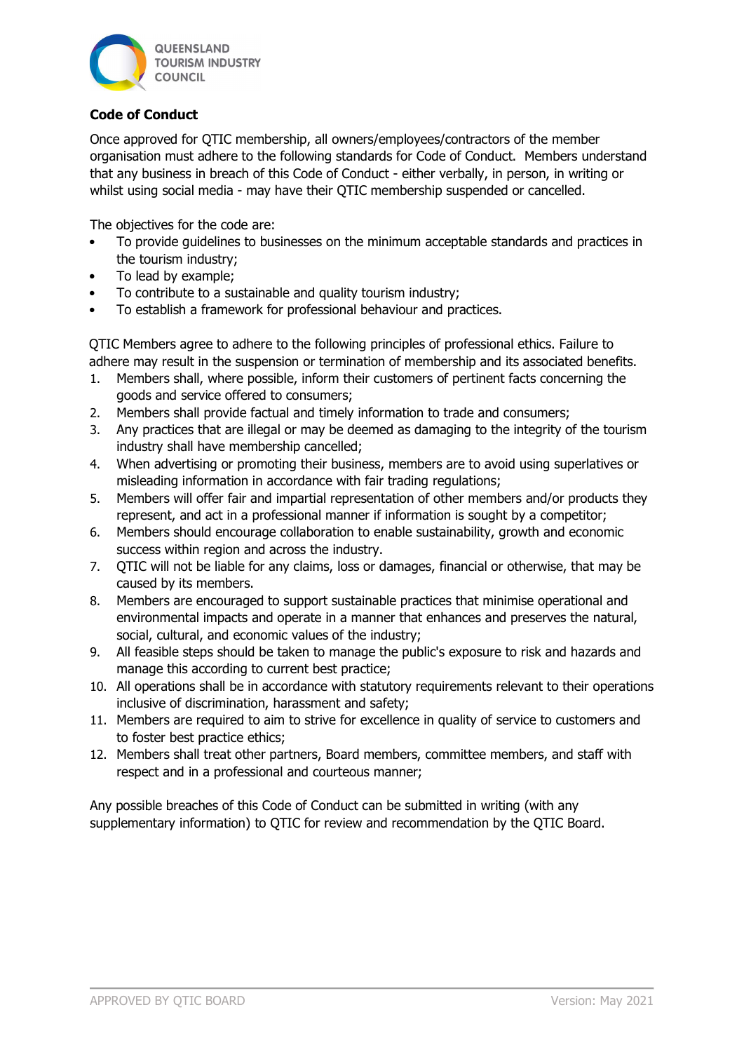QUEENSLAND TOURISM INDUSTRY COUNCIL

**Code of Conduct**

Once approved for QTIC membership, all owners/employees/contractors of the member organisation must adhere to the following standards for Code of Conduct. Members understand that any business in breach of this Code of Conduct - either verbally, in person, in writing or whilst using social media - may have their QTIC membership suspended or cancelled.

The objectives for the code are:

- To provide guidelines to businesses on the minimum acceptable standards and practices in the tourism industry;
- To lead by example;
- To contribute to a sustainable and quality tourism industry;
- To establish a framework for professional behaviour and practices.

QTIC Members agree to adhere to the following principles of professional ethics. Failure to adhere may result in the suspension or termination of membership and its associated benefits.

1. Members shall, where possible, inform their customers of pertinent facts concerning the goods and service offered to consumers;
2. Members shall provide factual and timely information to trade and consumers;
3. Any practices that are illegal or may be deemed as damaging to the integrity of the tourism industry shall have membership cancelled;
4. When advertising or promoting their business, members are to avoid using superlatives or misleading information in accordance with fair trading regulations;
5. Members will offer fair and impartial representation of other members and/or products they represent, and act in a professional manner if information is sought by a competitor;
6. Members should encourage collaboration to enable sustainability, growth and economic success within region and across the industry.
7. QTIC will not be liable for any claims, loss or damages, financial or otherwise, that may be caused by its members.
8. Members are encouraged to support sustainable practices that minimise operational and environmental impacts and operate in a manner that enhances and preserves the natural, social, cultural, and economic values of the industry;
9. All feasible steps should be taken to manage the public's exposure to risk and hazards and manage this according to current best practice;
10. All operations shall be in accordance with statutory requirements relevant to their operations inclusive of discrimination, harassment and safety;
11. Members are required to aim to strive for excellence in quality of service to customers and to foster best practice ethics;
12. Members shall treat other partners, Board members, committee members, and staff with respect and in a professional and courteous manner;

Any possible breaches of this Code of Conduct can be submitted in writing (with any supplementary information) to QTIC for review and recommendation by the QTIC Board.

APPROVED BY QTIC BOARD — Version: May 2021